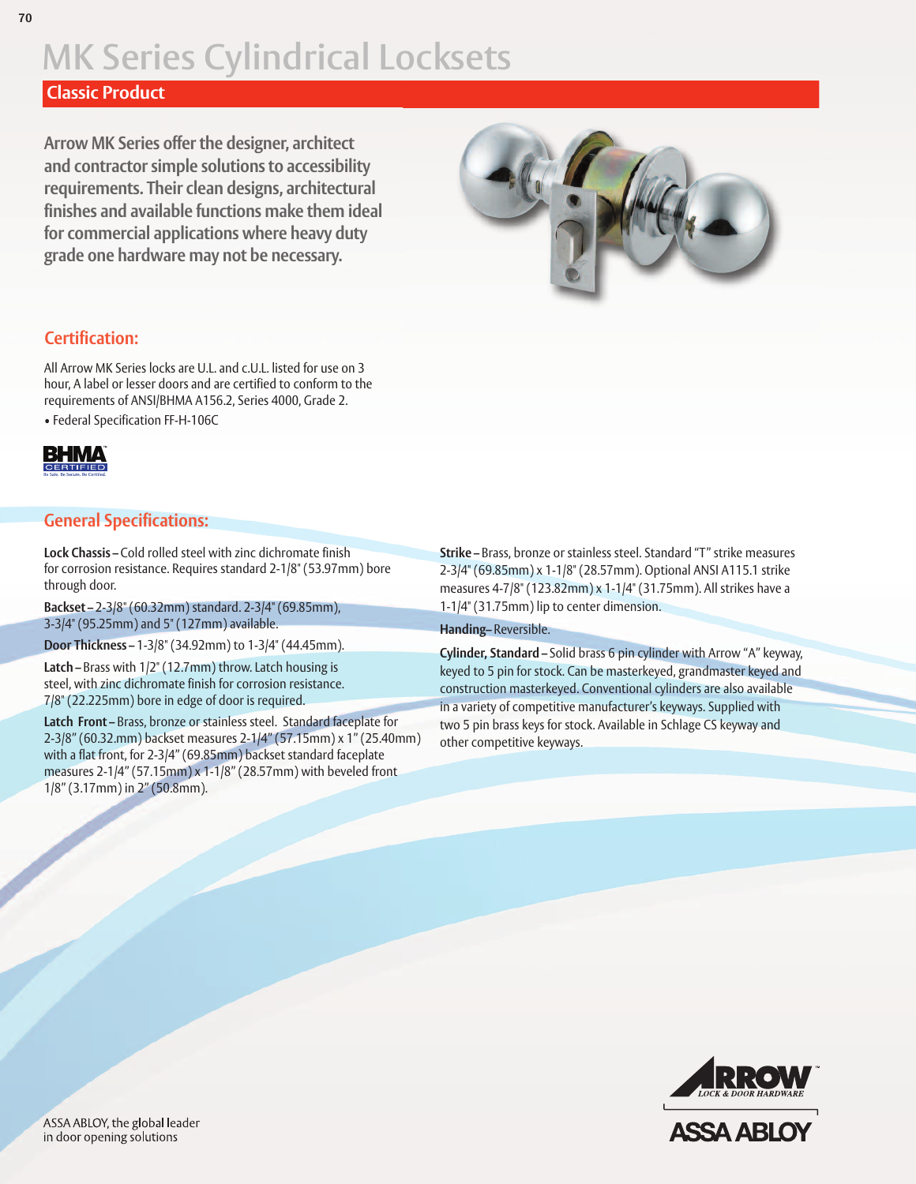# MK Series Cylindrical Locksets

## Classic Product

**Arrow MK Series offer the designer, architect and contractor simple solutions to accessibility requirements. Their clean designs, architectural finishes and available functions make them ideal for commercial applications where heavy duty grade one hardware may not be necessary.**

## Certification:

All Arrow MK Series locks are U.L. and c.U.L. listed for use on 3 hour, A label or lesser doors and are certified to conform to the requirements of ANSI/BHMA A156.2, Series 4000, Grade 2.

- Federal Specification FF-H-106C

BHMA CERTIFIED
Be Safe. Be Secure. Be Certified.

## General Specifications:

**Lock Chassis** – Cold rolled steel with zinc dichromate finish for corrosion resistance. Requires standard 2-1/8" (53.97mm) bore through door.

**Backset** – 2-3/8" (60.32mm) standard. 2-3/4" (69.85mm), 3-3/4" (95.25mm) and 5" (127mm) available.

**Door Thickness** – 1-3/8" (34.92mm) to 1-3/4" (44.45mm).

**Latch** – Brass with 1/2" (12.7mm) throw. Latch housing is steel, with zinc dichromate finish for corrosion resistance. 7/8" (22.225mm) bore in edge of door is required.

**Latch Front** – Brass, bronze or stainless steel. Standard faceplate for 2-3/8" (60.32.mm) backset measures 2-1/4" (57.15mm) x 1" (25.40mm) with a flat front, for 2-3/4" (69.85mm) backset standard faceplate measures 2-1/4" (57.15mm) x 1-1/8" (28.57mm) with beveled front 1/8" (3.17mm) in 2" (50.8mm).

**Strike** – Brass, bronze or stainless steel. Standard "T" strike measures 2-3/4" (69.85mm) x 1-1/8" (28.57mm). Optional ANSI A115.1 strike measures 4-7/8" (123.82mm) x 1-1/4" (31.75mm). All strikes have a 1-1/4" (31.75mm) lip to center dimension.

**Handing** – Reversible.

**Cylinder, Standard** – Solid brass 6 pin cylinder with Arrow "A" keyway, keyed to 5 pin for stock. Can be masterkeyed, grandmaster keyed and construction masterkeyed. Conventional cylinders are also available in a variety of competitive manufacturer's keyways. Supplied with two 5 pin brass keys for stock. Available in Schlage CS keyway and other competitive keyways.

ASSA ABLOY, the global leader in door opening solutions

ARROW™ LOCK & DOOR HARDWARE
ASSA ABLOY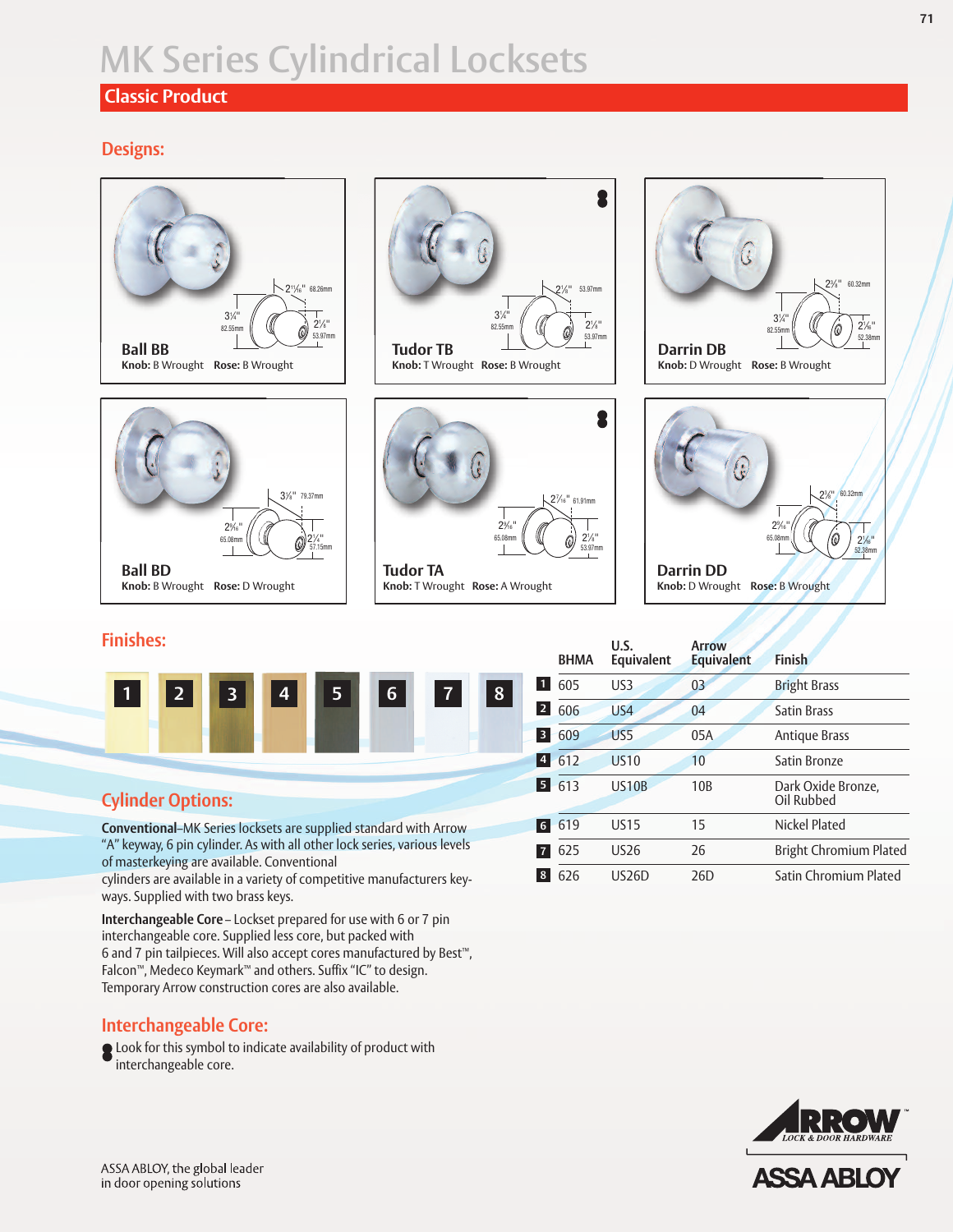# MK Series Cylindrical Locksets

## Classic Product

### Designs:

**Ball BB**
Knob: B Wrought Rose: B Wrought

**Tudor TB**
Knob: T Wrought Rose: B Wrought

**Darrin DB**
Knob: D Wrought Rose: B Wrought

**Ball BD**
Knob: B Wrought Rose: D Wrought

**Tudor TA**
Knob: T Wrought Rose: A Wrought

**Darrin DD**
Knob: D Wrought Rose: B Wrought

### Finishes:

| | BHMA | U.S. Equivalent | Arrow Equivalent | Finish |
|---|---|---|---|---|
| 1 | 605 | US3 | 03 | Bright Brass |
| 2 | 606 | US4 | 04 | Satin Brass |
| 3 | 609 | US5 | 05A | Antique Brass |
| 4 | 612 | US10 | 10 | Satin Bronze |
| 5 | 613 | US10B | 10B | Dark Oxide Bronze, Oil Rubbed |
| 6 | 619 | US15 | 15 | Nickel Plated |
| 7 | 625 | US26 | 26 | Bright Chromium Plated |
| 8 | 626 | US26D | 26D | Satin Chromium Plated |

### Cylinder Options:

**Conventional**–MK Series locksets are supplied standard with Arrow "A" keyway, 6 pin cylinder. As with all other lock series, various levels of masterkeying are available. Conventional cylinders are available in a variety of competitive manufacturers keyways. Supplied with two brass keys.

**Interchangeable Core** – Lockset prepared for use with 6 or 7 pin interchangeable core. Supplied less core, but packed with 6 and 7 pin tailpieces. Will also accept cores manufactured by Best™, Falcon™, Medeco Keymark™ and others. Suffix "IC" to design. Temporary Arrow construction cores are also available.

### Interchangeable Core:

Look for this symbol to indicate availability of product with interchangeable core.

ASSA ABLOY, the global leader in door opening solutions

ARROW LOCK & DOOR HARDWARE

ASSA ABLOY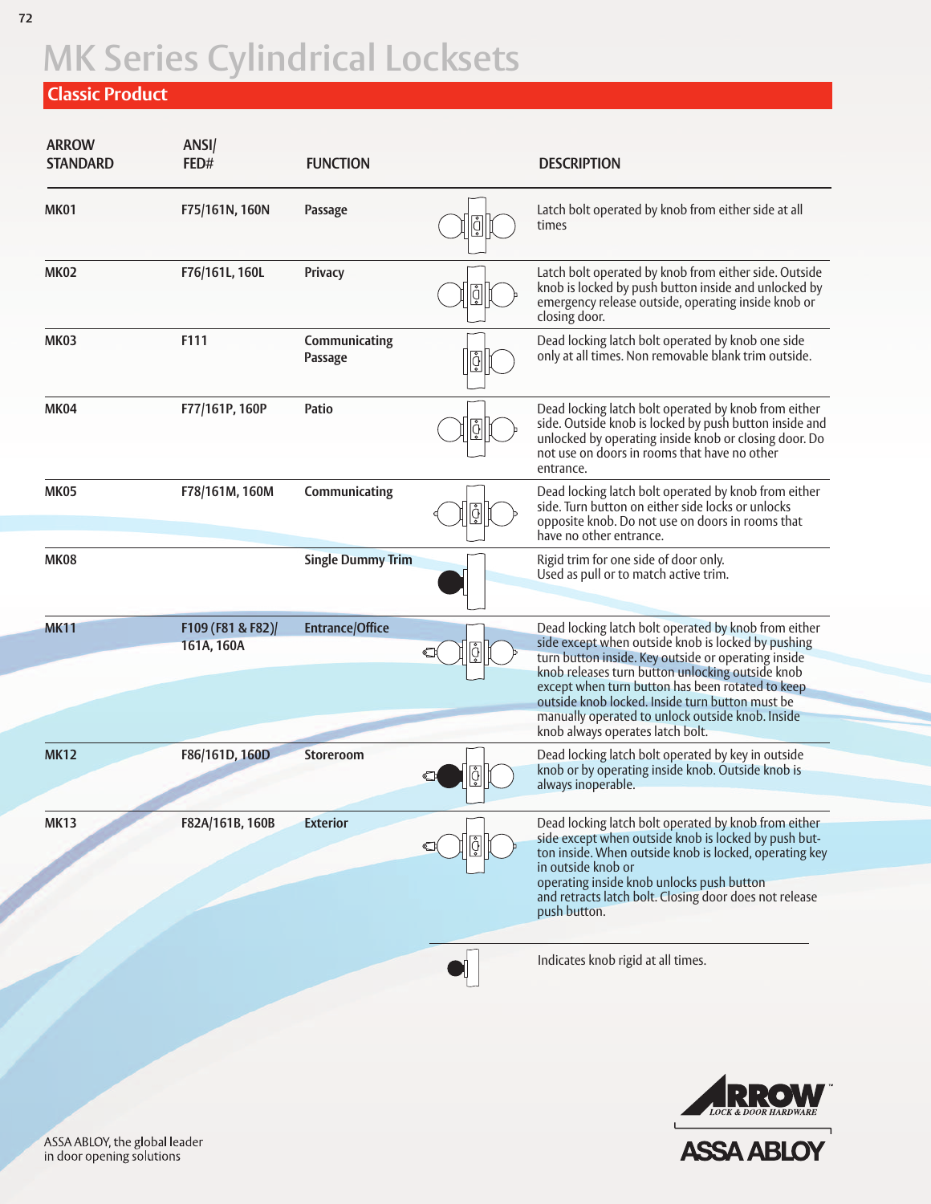# MK Series Cylindrical Locksets

## Classic Product

| ARROW STANDARD | ANSI/ FED# | FUNCTION | DESCRIPTION |
|---|---|---|---|
| MK01 | F75/161N, 160N | Passage | Latch bolt operated by knob from either side at all times |
| MK02 | F76/161L, 160L | Privacy | Latch bolt operated by knob from either side. Outside knob is locked by push button inside and unlocked by emergency release outside, operating inside knob or closing door. |
| MK03 | F111 | Communicating Passage | Dead locking latch bolt operated by knob one side only at all times. Non removable blank trim outside. |
| MK04 | F77/161P, 160P | Patio | Dead locking latch bolt operated by knob from either side. Outside knob is locked by push button inside and unlocked by operating inside knob or closing door. Do not use on doors in rooms that have no other entrance. |
| MK05 | F78/161M, 160M | Communicating | Dead locking latch bolt operated by knob from either side. Turn button on either side locks or unlocks opposite knob. Do not use on doors in rooms that have no other entrance. |
| MK08 | | Single Dummy Trim | Rigid trim for one side of door only. Used as pull or to match active trim. |
| MK11 | F109 (F81 & F82)/ 161A, 160A | Entrance/Office | Dead locking latch bolt operated by knob from either side except when outside knob is locked by pushing turn button inside. Key outside or operating inside knob releases turn button unlocking outside knob except when turn button has been rotated to keep outside knob locked. Inside turn button must be manually operated to unlock outside knob. Inside knob always operates latch bolt. |
| MK12 | F86/161D, 160D | Storeroom | Dead locking latch bolt operated by key in outside knob or by operating inside knob. Outside knob is always inoperable. |
| MK13 | F82A/161B, 160B | Exterior | Dead locking latch bolt operated by knob from either side except when outside knob is locked by push button inside. When outside knob is locked, operating key in outside knob or operating inside knob unlocks push button and retracts latch bolt. Closing door does not release push button. |

Indicates knob rigid at all times.

ASSA ABLOY, the global leader in door opening solutions

ARROW LOCK & DOOR HARDWARE

ASSA ABLOY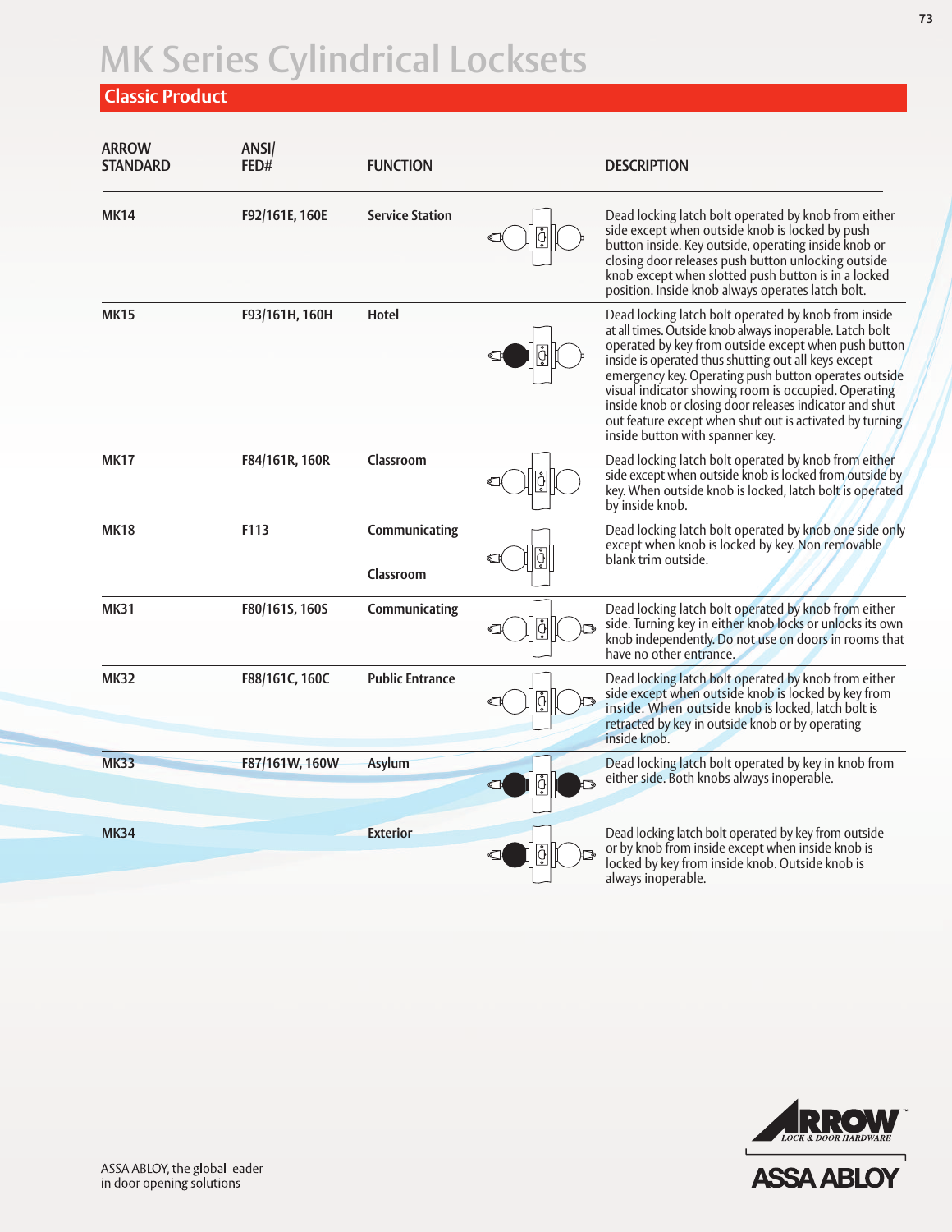# MK Series Cylindrical Locksets

## Classic Product

| ARROW STANDARD | ANSI/ FED# | FUNCTION | DESCRIPTION |
|---|---|---|---|
| MK14 | F92/161E, 160E | Service Station | Dead locking latch bolt operated by knob from either side except when outside knob is locked by push button inside. Key outside, operating inside knob or closing door releases push button unlocking outside knob except when slotted push button is in a locked position. Inside knob always operates latch bolt. |
| MK15 | F93/161H, 160H | Hotel | Dead locking latch bolt operated by knob from inside at all times. Outside knob always inoperable. Latch bolt operated by key from outside except when push button inside is operated thus shutting out all keys except emergency key. Operating push button operates outside visual indicator showing room is occupied. Operating inside knob or closing door releases indicator and shut out feature except when shut out is activated by turning inside button with spanner key. |
| MK17 | F84/161R, 160R | Classroom | Dead locking latch bolt operated by knob from either side except when outside knob is locked from outside by key. When outside knob is locked, latch bolt is operated by inside knob. |
| MK18 | F113 | Communicating Classroom | Dead locking latch bolt operated by knob one side only except when knob is locked by key. Non removable blank trim outside. |
| MK31 | F80/161S, 160S | Communicating | Dead locking latch bolt operated by knob from either side. Turning key in either knob locks or unlocks its own knob independently. Do not use on doors in rooms that have no other entrance. |
| MK32 | F88/161C, 160C | Public Entrance | Dead locking latch bolt operated by knob from either side except when outside knob is locked by key from inside. When outside knob is locked, latch bolt is retracted by key in outside knob or by operating inside knob. |
| MK33 | F87/161W, 160W | Asylum | Dead locking latch bolt operated by key in knob from either side. Both knobs always inoperable. |
| MK34 | | Exterior | Dead locking latch bolt operated by key from outside or by knob from inside except when inside knob is locked by key from inside knob. Outside knob is always inoperable. |

ASSA ABLOY, the global leader in door opening solutions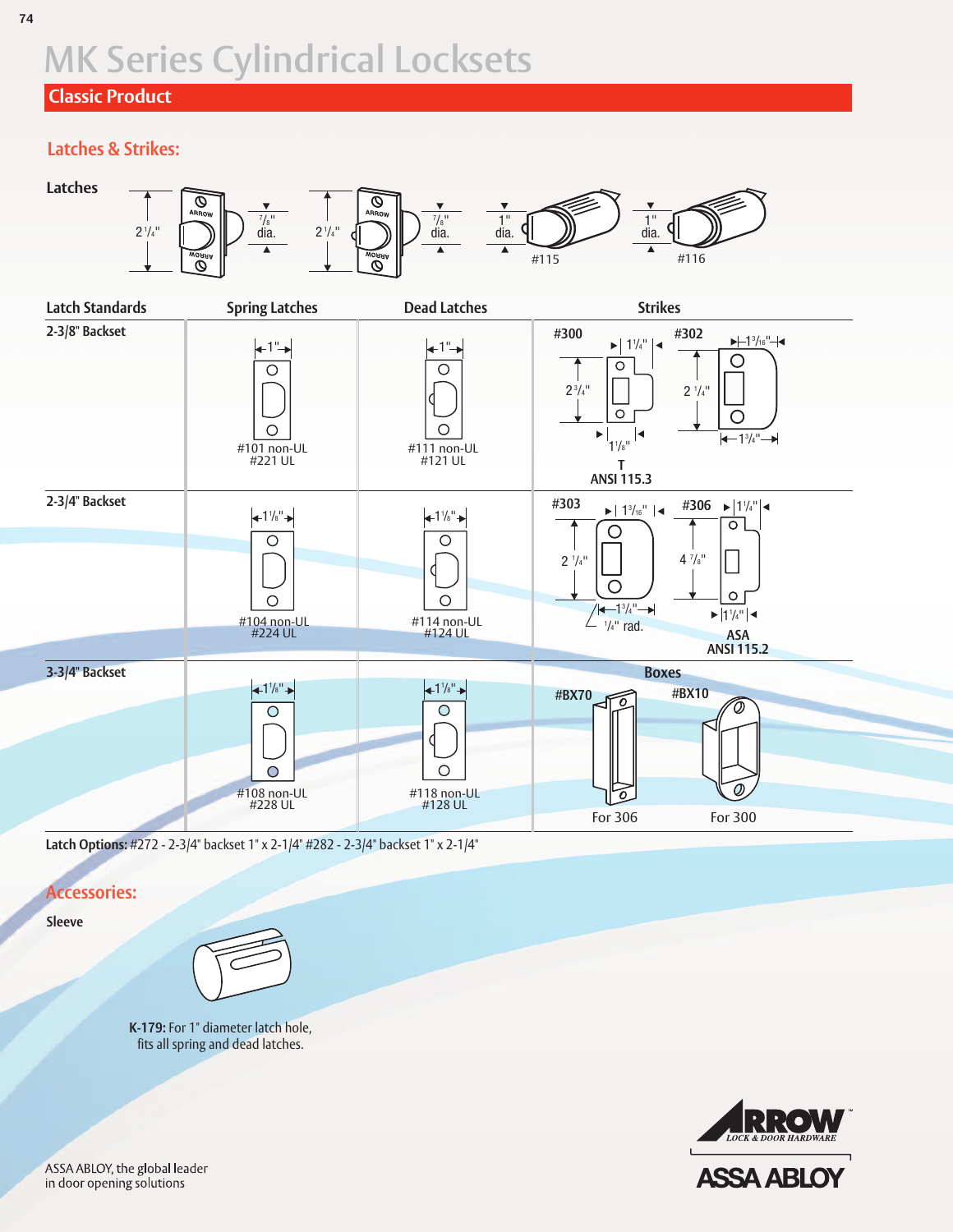# MK Series Cylindrical Locksets

## Classic Product

### Latches & Strikes:

**Latches**

2 1/4" — 7/8" dia. | 2 1/4" — 7/8" dia. | 1" dia. #115 | 1" dia. #116

| Latch Standards | Spring Latches | Dead Latches | Strikes |
|---|---|---|---|
| **2-3/8" Backset** | 1" — #101 non-UL, #221 UL | 1" — #111 non-UL, #121 UL | #300 (2 3/4", 1 1/4", 1 1/8") T ANSI 115.3; #302 (2 1/4", 1 3/16", 1 3/4") |
| **2-3/4" Backset** | 1 1/8" — #104 non-UL, #224 UL | 1 1/8" — #114 non-UL, #124 UL | #303 (2 1/4", 1 3/16", 1 3/4", 1/4" rad.); #306 (4 7/8", 1 1/4", 1 1/4") ASA ANSI 115.2 |
| **3-3/4" Backset** | 1 1/8" — #108 non-UL, #228 UL | 1 1/8" — #118 non-UL, #128 UL | **Boxes:** #BX70 For 306; #BX10 For 300 |

**Latch Options:** #272 - 2-3/4" backset 1" x 2-1/4" #282 - 2-3/4" backset 1" x 2-1/4"

### Accessories:

**Sleeve**

**K-179:** For 1" diameter latch hole, fits all spring and dead latches.

ASSA ABLOY, the global leader in door opening solutions

ARROW LOCK & DOOR HARDWARE

ASSA ABLOY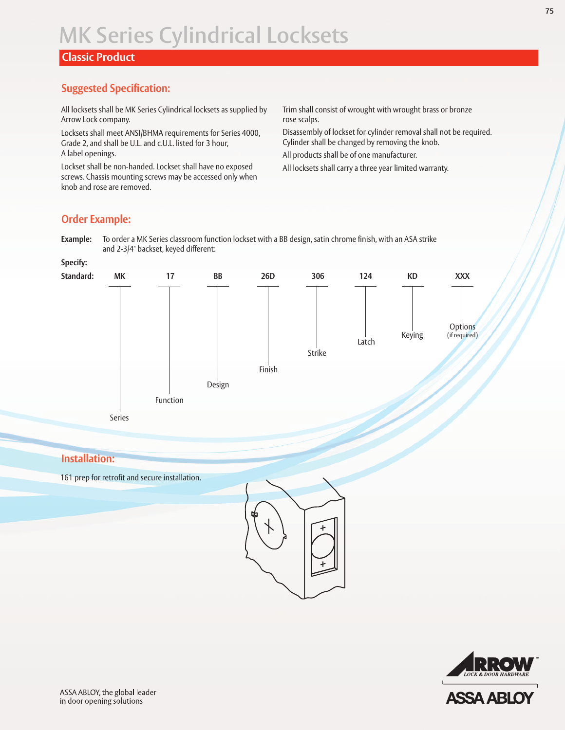# MK Series Cylindrical Locksets

## Classic Product

### Suggested Specification:

All locksets shall be MK Series Cylindrical locksets as supplied by Arrow Lock company.

Locksets shall meet ANSI/BHMA requirements for Series 4000, Grade 2, and shall be U.L. and c.U.L. listed for 3 hour, A label openings.

Lockset shall be non-handed. Lockset shall have no exposed screws. Chassis mounting screws may be accessed only when knob and rose are removed.

Trim shall consist of wrought with wrought brass or bronze rose scalps.

Disassembly of lockset for cylinder removal shall not be required. Cylinder shall be changed by removing the knob.

All products shall be of one manufacturer.

All locksets shall carry a three year limited warranty.

### Order Example:

**Example:** To order a MK Series classroom function lockset with a BB design, satin chrome finish, with an ASA strike and 2-3/4" backset, keyed different:

**Specify:**

| | | | | | | | | |
|---|---|---|---|---|---|---|---|---|
| **Standard:** | MK | 17 | BB | 26D | 306 | 124 | KD | XXX |
| | Series | Function | Design | Finish | Strike | Latch | Keying | Options (if required) |

### Installation:

161 prep for retrofit and secure installation.

ASSA ABLOY, the global leader in door opening solutions

ARROW LOCK & DOOR HARDWARE

ASSA ABLOY